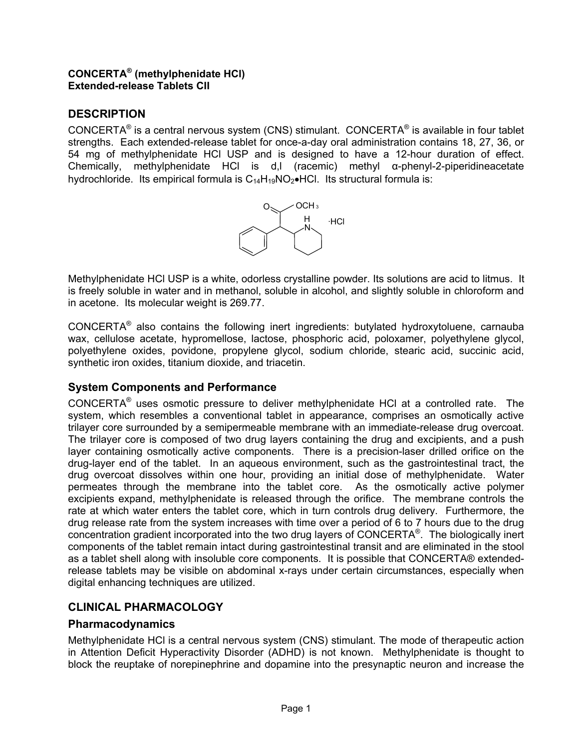**CONCERTA® (methylphenidate HCl)**
**Extended-release Tablets CII**

## DESCRIPTION

CONCERTA® is a central nervous system (CNS) stimulant. CONCERTA® is available in four tablet strengths. Each extended-release tablet for once-a-day oral administration contains 18, 27, 36, or 54 mg of methylphenidate HCl USP and is designed to have a 12-hour duration of effect. Chemically, methylphenidate HCl is d,l (racemic) methyl α-phenyl-2-piperidineacetate hydrochloride. Its empirical formula is $C_{14}H_{19}NO_2{\bullet}HCl$. Its structural formula is:

Methylphenidate HCl USP is a white, odorless crystalline powder. Its solutions are acid to litmus. It is freely soluble in water and in methanol, soluble in alcohol, and slightly soluble in chloroform and in acetone. Its molecular weight is 269.77.

CONCERTA® also contains the following inert ingredients: butylated hydroxytoluene, carnauba wax, cellulose acetate, hypromellose, lactose, phosphoric acid, poloxamer, polyethylene glycol, polyethylene oxides, povidone, propylene glycol, sodium chloride, stearic acid, succinic acid, synthetic iron oxides, titanium dioxide, and triacetin.

### System Components and Performance

CONCERTA® uses osmotic pressure to deliver methylphenidate HCl at a controlled rate. The system, which resembles a conventional tablet in appearance, comprises an osmotically active trilayer core surrounded by a semipermeable membrane with an immediate-release drug overcoat. The trilayer core is composed of two drug layers containing the drug and excipients, and a push layer containing osmotically active components. There is a precision-laser drilled orifice on the drug-layer end of the tablet. In an aqueous environment, such as the gastrointestinal tract, the drug overcoat dissolves within one hour, providing an initial dose of methylphenidate. Water permeates through the membrane into the tablet core. As the osmotically active polymer excipients expand, methylphenidate is released through the orifice. The membrane controls the rate at which water enters the tablet core, which in turn controls drug delivery. Furthermore, the drug release rate from the system increases with time over a period of 6 to 7 hours due to the drug concentration gradient incorporated into the two drug layers of CONCERTA®. The biologically inert components of the tablet remain intact during gastrointestinal transit and are eliminated in the stool as a tablet shell along with insoluble core components. It is possible that CONCERTA® extended-release tablets may be visible on abdominal x-rays under certain circumstances, especially when digital enhancing techniques are utilized.

## CLINICAL PHARMACOLOGY

### Pharmacodynamics

Methylphenidate HCl is a central nervous system (CNS) stimulant. The mode of therapeutic action in Attention Deficit Hyperactivity Disorder (ADHD) is not known. Methylphenidate is thought to block the reuptake of norepinephrine and dopamine into the presynaptic neuron and increase the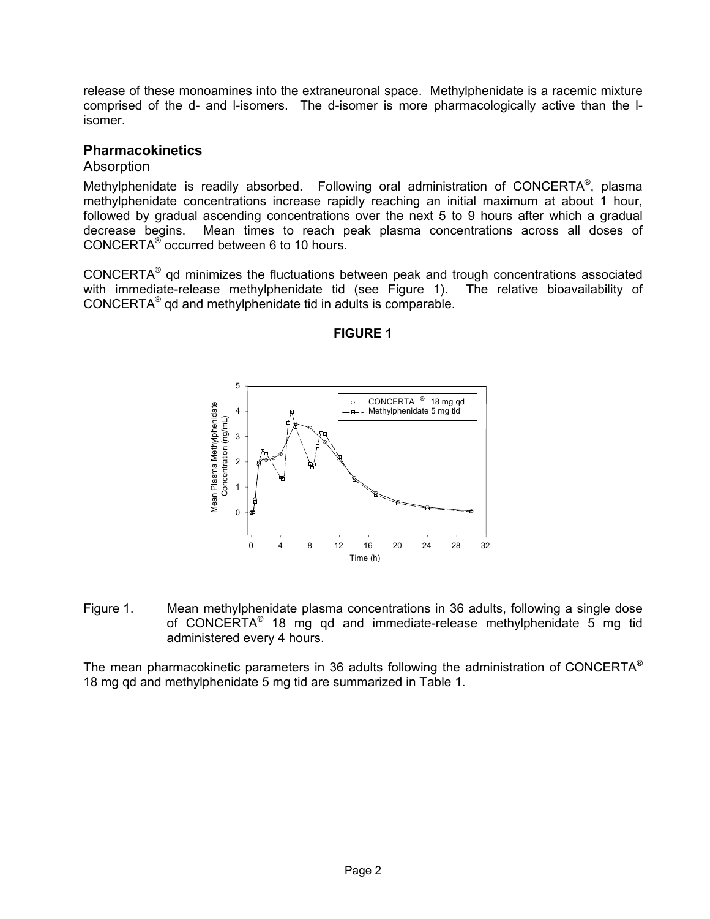release of these monoamines into the extraneuronal space. Methylphenidate is a racemic mixture comprised of the d- and l-isomers. The d-isomer is more pharmacologically active than the l-isomer.

## Pharmacokinetics

### Absorption

Methylphenidate is readily absorbed. Following oral administration of CONCERTA®, plasma methylphenidate concentrations increase rapidly reaching an initial maximum at about 1 hour, followed by gradual ascending concentrations over the next 5 to 9 hours after which a gradual decrease begins. Mean times to reach peak plasma concentrations across all doses of CONCERTA® occurred between 6 to 10 hours.

CONCERTA® qd minimizes the fluctuations between peak and trough concentrations associated with immediate-release methylphenidate tid (see Figure 1). The relative bioavailability of CONCERTA® qd and methylphenidate tid in adults is comparable.

**FIGURE 1**

Figure 1. Mean methylphenidate plasma concentrations in 36 adults, following a single dose of CONCERTA® 18 mg qd and immediate-release methylphenidate 5 mg tid administered every 4 hours.

The mean pharmacokinetic parameters in 36 adults following the administration of CONCERTA® 18 mg qd and methylphenidate 5 mg tid are summarized in Table 1.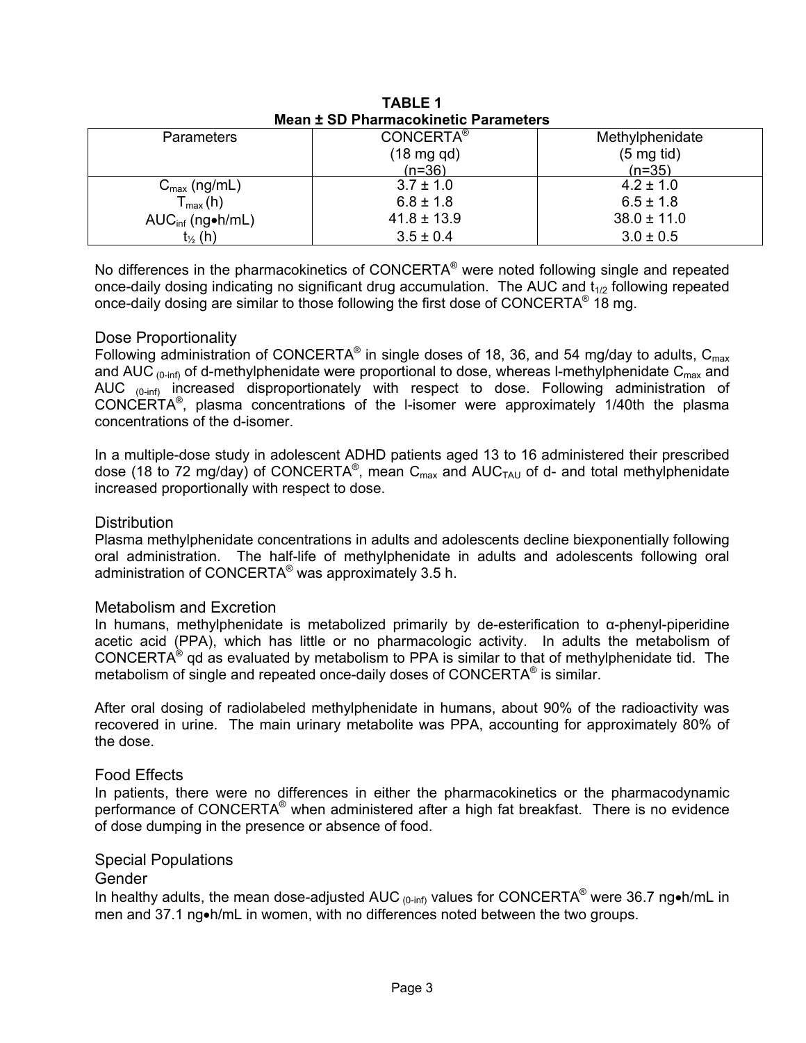**TABLE 1**
**Mean ± SD Pharmacokinetic Parameters**

| Parameters | CONCERTA® (18 mg qd) (n=36) | Methylphenidate (5 mg tid) (n=35) |
|---|---|---|
| $C_{max}$ (ng/mL) | 3.7 ± 1.0 | 4.2 ± 1.0 |
| $T_{max}$ (h) | 6.8 ± 1.8 | 6.5 ± 1.8 |
| $AUC_{inf}$ (ng•h/mL) | 41.8 ± 13.9 | 38.0 ± 11.0 |
| $t_{½}$ (h) | 3.5 ± 0.4 | 3.0 ± 0.5 |

No differences in the pharmacokinetics of CONCERTA® were noted following single and repeated once-daily dosing indicating no significant drug accumulation. The AUC and $t_{1/2}$ following repeated once-daily dosing are similar to those following the first dose of CONCERTA® 18 mg.

### Dose Proportionality

Following administration of CONCERTA® in single doses of 18, 36, and 54 mg/day to adults, $C_{max}$ and $AUC_{(0\text{-}inf)}$ of d-methylphenidate were proportional to dose, whereas l-methylphenidate $C_{max}$ and $AUC_{(0\text{-}inf)}$ increased disproportionately with respect to dose. Following administration of CONCERTA®, plasma concentrations of the l-isomer were approximately 1/40th the plasma concentrations of the d-isomer.

In a multiple-dose study in adolescent ADHD patients aged 13 to 16 administered their prescribed dose (18 to 72 mg/day) of CONCERTA®, mean $C_{max}$ and $AUC_{TAU}$ of d- and total methylphenidate increased proportionally with respect to dose.

### Distribution

Plasma methylphenidate concentrations in adults and adolescents decline biexponentially following oral administration. The half-life of methylphenidate in adults and adolescents following oral administration of CONCERTA® was approximately 3.5 h.

### Metabolism and Excretion

In humans, methylphenidate is metabolized primarily by de-esterification to α-phenyl-piperidine acetic acid (PPA), which has little or no pharmacologic activity. In adults the metabolism of CONCERTA® qd as evaluated by metabolism to PPA is similar to that of methylphenidate tid. The metabolism of single and repeated once-daily doses of CONCERTA® is similar.

After oral dosing of radiolabeled methylphenidate in humans, about 90% of the radioactivity was recovered in urine. The main urinary metabolite was PPA, accounting for approximately 80% of the dose.

### Food Effects

In patients, there were no differences in either the pharmacokinetics or the pharmacodynamic performance of CONCERTA® when administered after a high fat breakfast. There is no evidence of dose dumping in the presence or absence of food.

### Special Populations

#### Gender

In healthy adults, the mean dose-adjusted $AUC_{(0\text{-}inf)}$ values for CONCERTA® were 36.7 ng•h/mL in men and 37.1 ng•h/mL in women, with no differences noted between the two groups.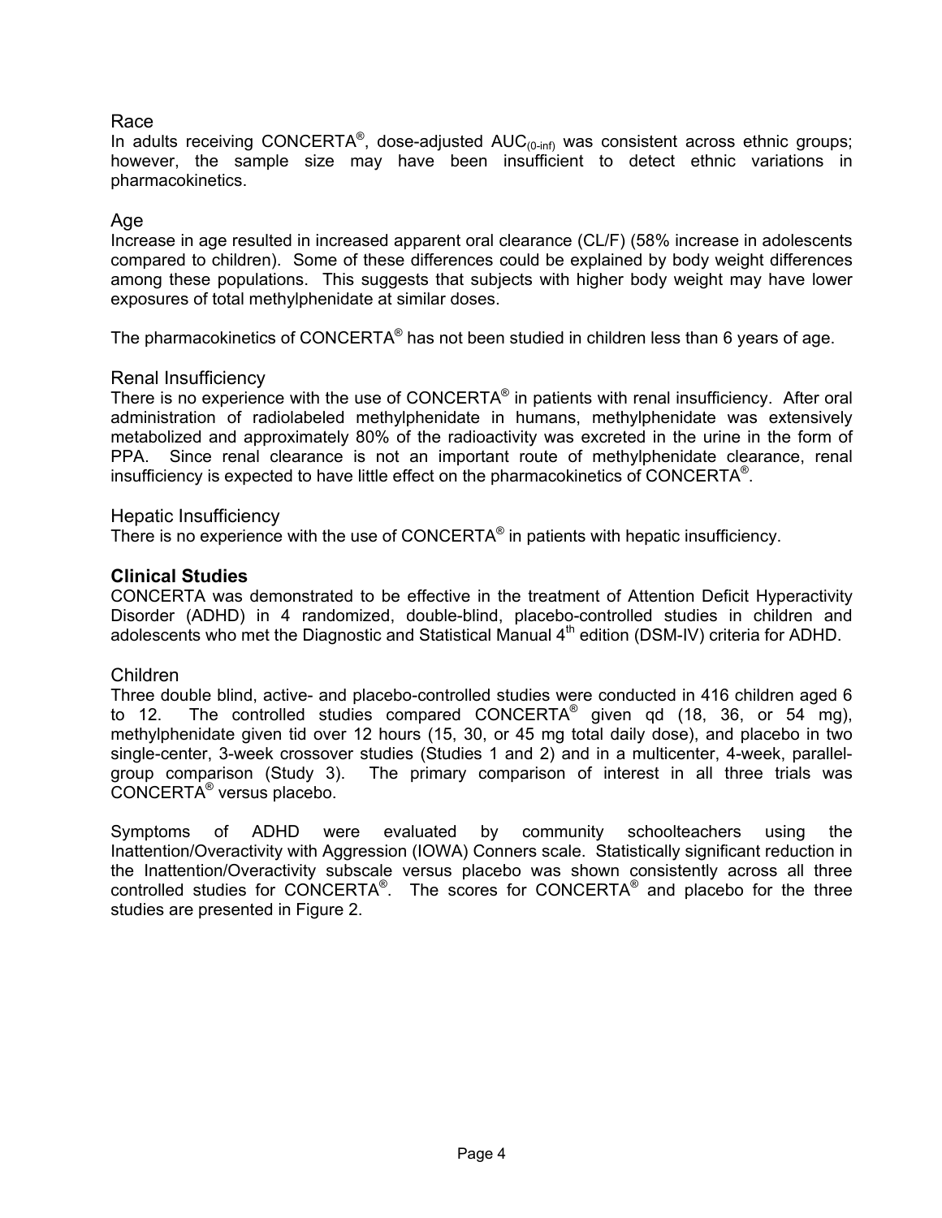### Race

In adults receiving CONCERTA®, dose-adjusted $AUC_{(0\text{-}inf)}$ was consistent across ethnic groups; however, the sample size may have been insufficient to detect ethnic variations in pharmacokinetics.

### Age

Increase in age resulted in increased apparent oral clearance (CL/F) (58% increase in adolescents compared to children). Some of these differences could be explained by body weight differences among these populations. This suggests that subjects with higher body weight may have lower exposures of total methylphenidate at similar doses.

The pharmacokinetics of CONCERTA® has not been studied in children less than 6 years of age.

### Renal Insufficiency

There is no experience with the use of CONCERTA® in patients with renal insufficiency. After oral administration of radiolabeled methylphenidate in humans, methylphenidate was extensively metabolized and approximately 80% of the radioactivity was excreted in the urine in the form of PPA. Since renal clearance is not an important route of methylphenidate clearance, renal insufficiency is expected to have little effect on the pharmacokinetics of CONCERTA®.

### Hepatic Insufficiency

There is no experience with the use of CONCERTA® in patients with hepatic insufficiency.

## Clinical Studies

CONCERTA was demonstrated to be effective in the treatment of Attention Deficit Hyperactivity Disorder (ADHD) in 4 randomized, double-blind, placebo-controlled studies in children and adolescents who met the Diagnostic and Statistical Manual 4th edition (DSM-IV) criteria for ADHD.

### Children

Three double blind, active- and placebo-controlled studies were conducted in 416 children aged 6 to 12. The controlled studies compared CONCERTA® given qd (18, 36, or 54 mg), methylphenidate given tid over 12 hours (15, 30, or 45 mg total daily dose), and placebo in two single-center, 3-week crossover studies (Studies 1 and 2) and in a multicenter, 4-week, parallel-group comparison (Study 3). The primary comparison of interest in all three trials was CONCERTA® versus placebo.

Symptoms of ADHD were evaluated by community schoolteachers using the Inattention/Overactivity with Aggression (IOWA) Conners scale. Statistically significant reduction in the Inattention/Overactivity subscale versus placebo was shown consistently across all three controlled studies for CONCERTA®. The scores for CONCERTA® and placebo for the three studies are presented in Figure 2.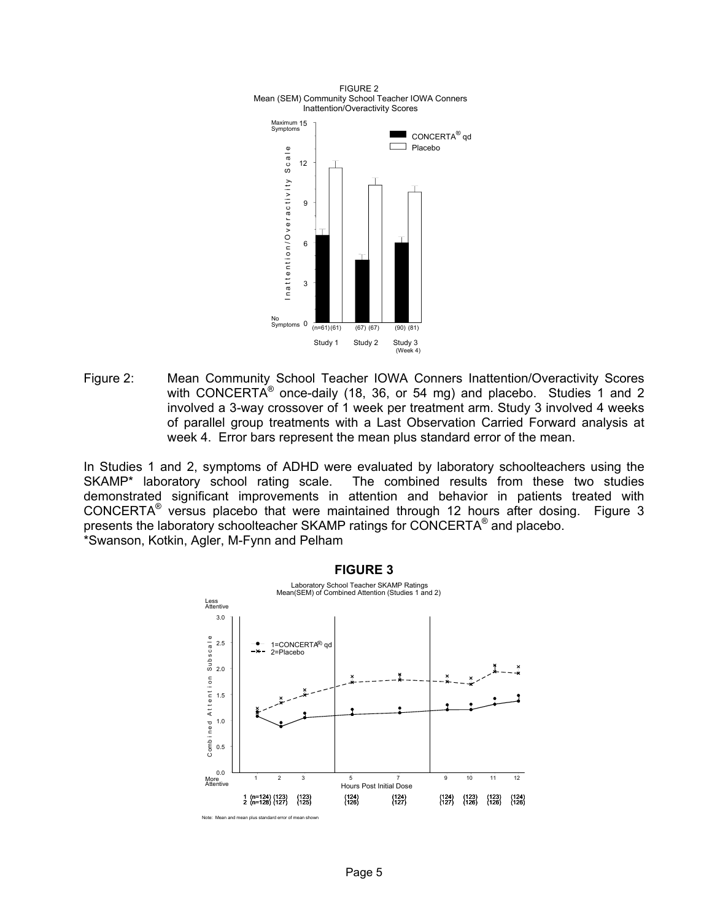FIGURE 2
Mean (SEM) Community School Teacher IOWA Conners Inattention/Overactivity Scores

Figure 2: Mean Community School Teacher IOWA Conners Inattention/Overactivity Scores with CONCERTA® once-daily (18, 36, or 54 mg) and placebo. Studies 1 and 2 involved a 3-way crossover of 1 week per treatment arm. Study 3 involved 4 weeks of parallel group treatments with a Last Observation Carried Forward analysis at week 4. Error bars represent the mean plus standard error of the mean.

In Studies 1 and 2, symptoms of ADHD were evaluated by laboratory schoolteachers using the SKAMP* laboratory school rating scale. The combined results from these two studies demonstrated significant improvements in attention and behavior in patients treated with CONCERTA® versus placebo that were maintained through 12 hours after dosing. Figure 3 presents the laboratory schoolteacher SKAMP ratings for CONCERTA® and placebo.

*Swanson, Kotkin, Agler, M-Fynn and Pelham

**FIGURE 3**

Laboratory School Teacher SKAMP Ratings
Mean(SEM) of Combined Attention (Studies 1 and 2)

Note: Mean and mean plus standard error of mean shown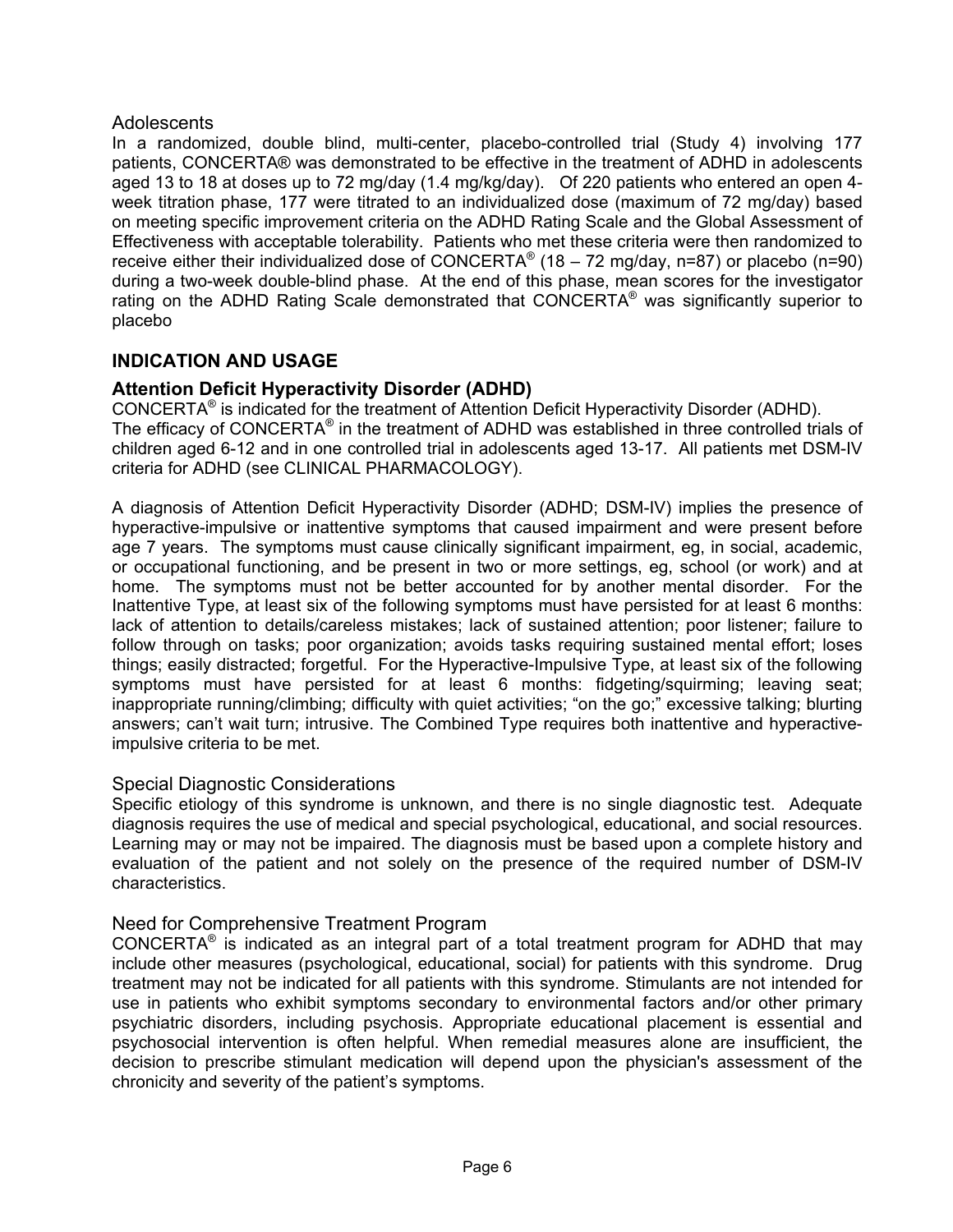### Adolescents

In a randomized, double blind, multi-center, placebo-controlled trial (Study 4) involving 177 patients, CONCERTA® was demonstrated to be effective in the treatment of ADHD in adolescents aged 13 to 18 at doses up to 72 mg/day (1.4 mg/kg/day). Of 220 patients who entered an open 4-week titration phase, 177 were titrated to an individualized dose (maximum of 72 mg/day) based on meeting specific improvement criteria on the ADHD Rating Scale and the Global Assessment of Effectiveness with acceptable tolerability. Patients who met these criteria were then randomized to receive either their individualized dose of CONCERTA® (18 – 72 mg/day, n=87) or placebo (n=90) during a two-week double-blind phase. At the end of this phase, mean scores for the investigator rating on the ADHD Rating Scale demonstrated that CONCERTA® was significantly superior to placebo

## INDICATION AND USAGE

### Attention Deficit Hyperactivity Disorder (ADHD)

CONCERTA® is indicated for the treatment of Attention Deficit Hyperactivity Disorder (ADHD). The efficacy of CONCERTA® in the treatment of ADHD was established in three controlled trials of children aged 6-12 and in one controlled trial in adolescents aged 13-17. All patients met DSM-IV criteria for ADHD (see CLINICAL PHARMACOLOGY).

A diagnosis of Attention Deficit Hyperactivity Disorder (ADHD; DSM-IV) implies the presence of hyperactive-impulsive or inattentive symptoms that caused impairment and were present before age 7 years. The symptoms must cause clinically significant impairment, eg, in social, academic, or occupational functioning, and be present in two or more settings, eg, school (or work) and at home. The symptoms must not be better accounted for by another mental disorder. For the Inattentive Type, at least six of the following symptoms must have persisted for at least 6 months: lack of attention to details/careless mistakes; lack of sustained attention; poor listener; failure to follow through on tasks; poor organization; avoids tasks requiring sustained mental effort; loses things; easily distracted; forgetful. For the Hyperactive-Impulsive Type, at least six of the following symptoms must have persisted for at least 6 months: fidgeting/squirming; leaving seat; inappropriate running/climbing; difficulty with quiet activities; “on the go;” excessive talking; blurting answers; can’t wait turn; intrusive. The Combined Type requires both inattentive and hyperactive-impulsive criteria to be met.

### Special Diagnostic Considerations

Specific etiology of this syndrome is unknown, and there is no single diagnostic test. Adequate diagnosis requires the use of medical and special psychological, educational, and social resources. Learning may or may not be impaired. The diagnosis must be based upon a complete history and evaluation of the patient and not solely on the presence of the required number of DSM-IV characteristics.

### Need for Comprehensive Treatment Program

CONCERTA® is indicated as an integral part of a total treatment program for ADHD that may include other measures (psychological, educational, social) for patients with this syndrome. Drug treatment may not be indicated for all patients with this syndrome. Stimulants are not intended for use in patients who exhibit symptoms secondary to environmental factors and/or other primary psychiatric disorders, including psychosis. Appropriate educational placement is essential and psychosocial intervention is often helpful. When remedial measures alone are insufficient, the decision to prescribe stimulant medication will depend upon the physician's assessment of the chronicity and severity of the patient’s symptoms.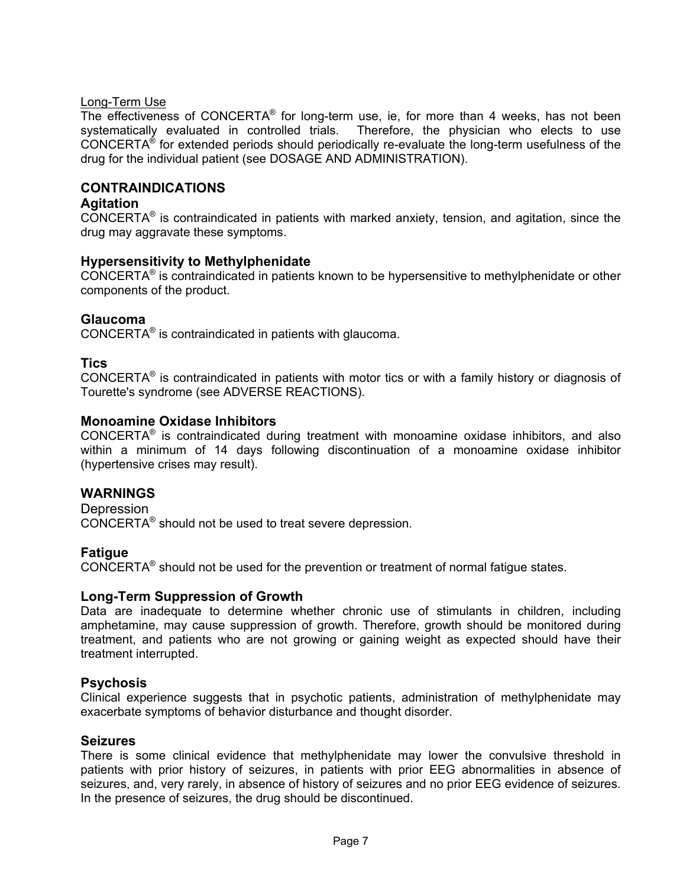Long-Term Use

The effectiveness of CONCERTA® for long-term use, ie, for more than 4 weeks, has not been systematically evaluated in controlled trials. Therefore, the physician who elects to use CONCERTA® for extended periods should periodically re-evaluate the long-term usefulness of the drug for the individual patient (see DOSAGE AND ADMINISTRATION).

## CONTRAINDICATIONS

### Agitation

CONCERTA® is contraindicated in patients with marked anxiety, tension, and agitation, since the drug may aggravate these symptoms.

### Hypersensitivity to Methylphenidate

CONCERTA® is contraindicated in patients known to be hypersensitive to methylphenidate or other components of the product.

### Glaucoma

CONCERTA® is contraindicated in patients with glaucoma.

### Tics

CONCERTA® is contraindicated in patients with motor tics or with a family history or diagnosis of Tourette's syndrome (see ADVERSE REACTIONS).

### Monoamine Oxidase Inhibitors

CONCERTA® is contraindicated during treatment with monoamine oxidase inhibitors, and also within a minimum of 14 days following discontinuation of a monoamine oxidase inhibitor (hypertensive crises may result).

## WARNINGS

Depression

CONCERTA® should not be used to treat severe depression.

### Fatigue

CONCERTA® should not be used for the prevention or treatment of normal fatigue states.

### Long-Term Suppression of Growth

Data are inadequate to determine whether chronic use of stimulants in children, including amphetamine, may cause suppression of growth. Therefore, growth should be monitored during treatment, and patients who are not growing or gaining weight as expected should have their treatment interrupted.

### Psychosis

Clinical experience suggests that in psychotic patients, administration of methylphenidate may exacerbate symptoms of behavior disturbance and thought disorder.

### Seizures

There is some clinical evidence that methylphenidate may lower the convulsive threshold in patients with prior history of seizures, in patients with prior EEG abnormalities in absence of seizures, and, very rarely, in absence of history of seizures and no prior EEG evidence of seizures. In the presence of seizures, the drug should be discontinued.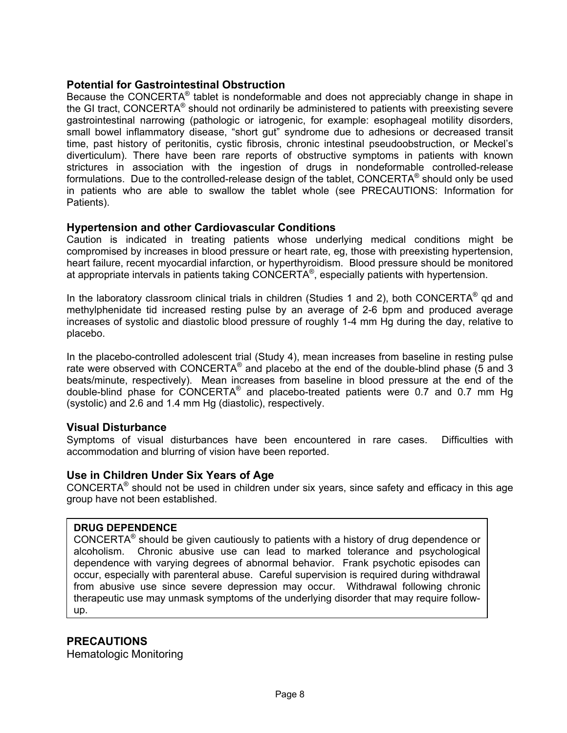### Potential for Gastrointestinal Obstruction

Because the CONCERTA® tablet is nondeformable and does not appreciably change in shape in the GI tract, CONCERTA® should not ordinarily be administered to patients with preexisting severe gastrointestinal narrowing (pathologic or iatrogenic, for example: esophageal motility disorders, small bowel inflammatory disease, "short gut" syndrome due to adhesions or decreased transit time, past history of peritonitis, cystic fibrosis, chronic intestinal pseudoobstruction, or Meckel's diverticulum). There have been rare reports of obstructive symptoms in patients with known strictures in association with the ingestion of drugs in nondeformable controlled-release formulations. Due to the controlled-release design of the tablet, CONCERTA® should only be used in patients who are able to swallow the tablet whole (see PRECAUTIONS: Information for Patients).

### Hypertension and other Cardiovascular Conditions

Caution is indicated in treating patients whose underlying medical conditions might be compromised by increases in blood pressure or heart rate, eg, those with preexisting hypertension, heart failure, recent myocardial infarction, or hyperthyroidism. Blood pressure should be monitored at appropriate intervals in patients taking CONCERTA®, especially patients with hypertension.

In the laboratory classroom clinical trials in children (Studies 1 and 2), both CONCERTA® qd and methylphenidate tid increased resting pulse by an average of 2-6 bpm and produced average increases of systolic and diastolic blood pressure of roughly 1-4 mm Hg during the day, relative to placebo.

In the placebo-controlled adolescent trial (Study 4), mean increases from baseline in resting pulse rate were observed with CONCERTA® and placebo at the end of the double-blind phase (5 and 3 beats/minute, respectively). Mean increases from baseline in blood pressure at the end of the double-blind phase for CONCERTA® and placebo-treated patients were 0.7 and 0.7 mm Hg (systolic) and 2.6 and 1.4 mm Hg (diastolic), respectively.

### Visual Disturbance

Symptoms of visual disturbances have been encountered in rare cases. Difficulties with accommodation and blurring of vision have been reported.

### Use in Children Under Six Years of Age

CONCERTA® should not be used in children under six years, since safety and efficacy in this age group have not been established.

**DRUG DEPENDENCE**

CONCERTA® should be given cautiously to patients with a history of drug dependence or alcoholism. Chronic abusive use can lead to marked tolerance and psychological dependence with varying degrees of abnormal behavior. Frank psychotic episodes can occur, especially with parenteral abuse. Careful supervision is required during withdrawal from abusive use since severe depression may occur. Withdrawal following chronic therapeutic use may unmask symptoms of the underlying disorder that may require follow-up.

## PRECAUTIONS

Hematologic Monitoring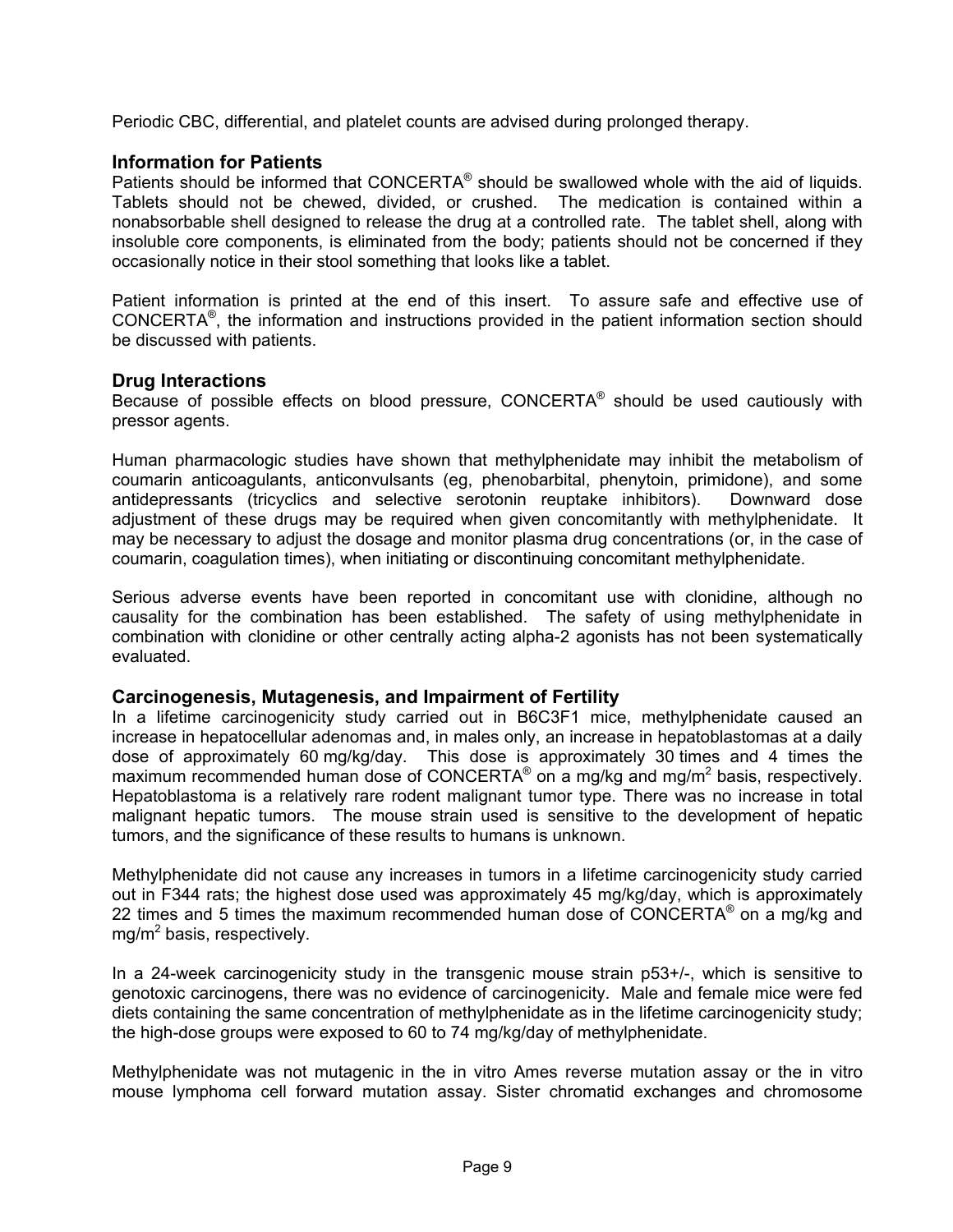Periodic CBC, differential, and platelet counts are advised during prolonged therapy.

### Information for Patients

Patients should be informed that CONCERTA® should be swallowed whole with the aid of liquids. Tablets should not be chewed, divided, or crushed. The medication is contained within a nonabsorbable shell designed to release the drug at a controlled rate. The tablet shell, along with insoluble core components, is eliminated from the body; patients should not be concerned if they occasionally notice in their stool something that looks like a tablet.

Patient information is printed at the end of this insert. To assure safe and effective use of CONCERTA®, the information and instructions provided in the patient information section should be discussed with patients.

### Drug Interactions

Because of possible effects on blood pressure, CONCERTA® should be used cautiously with pressor agents.

Human pharmacologic studies have shown that methylphenidate may inhibit the metabolism of coumarin anticoagulants, anticonvulsants (eg, phenobarbital, phenytoin, primidone), and some antidepressants (tricyclics and selective serotonin reuptake inhibitors). Downward dose adjustment of these drugs may be required when given concomitantly with methylphenidate. It may be necessary to adjust the dosage and monitor plasma drug concentrations (or, in the case of coumarin, coagulation times), when initiating or discontinuing concomitant methylphenidate.

Serious adverse events have been reported in concomitant use with clonidine, although no causality for the combination has been established. The safety of using methylphenidate in combination with clonidine or other centrally acting alpha-2 agonists has not been systematically evaluated.

### Carcinogenesis, Mutagenesis, and Impairment of Fertility

In a lifetime carcinogenicity study carried out in B6C3F1 mice, methylphenidate caused an increase in hepatocellular adenomas and, in males only, an increase in hepatoblastomas at a daily dose of approximately 60 mg/kg/day. This dose is approximately 30 times and 4 times the maximum recommended human dose of CONCERTA® on a mg/kg and $mg/m^2$ basis, respectively. Hepatoblastoma is a relatively rare rodent malignant tumor type. There was no increase in total malignant hepatic tumors. The mouse strain used is sensitive to the development of hepatic tumors, and the significance of these results to humans is unknown.

Methylphenidate did not cause any increases in tumors in a lifetime carcinogenicity study carried out in F344 rats; the highest dose used was approximately 45 mg/kg/day, which is approximately 22 times and 5 times the maximum recommended human dose of CONCERTA® on a mg/kg and $mg/m^2$ basis, respectively.

In a 24-week carcinogenicity study in the transgenic mouse strain p53+/-, which is sensitive to genotoxic carcinogens, there was no evidence of carcinogenicity. Male and female mice were fed diets containing the same concentration of methylphenidate as in the lifetime carcinogenicity study; the high-dose groups were exposed to 60 to 74 mg/kg/day of methylphenidate.

Methylphenidate was not mutagenic in the in vitro Ames reverse mutation assay or the in vitro mouse lymphoma cell forward mutation assay. Sister chromatid exchanges and chromosome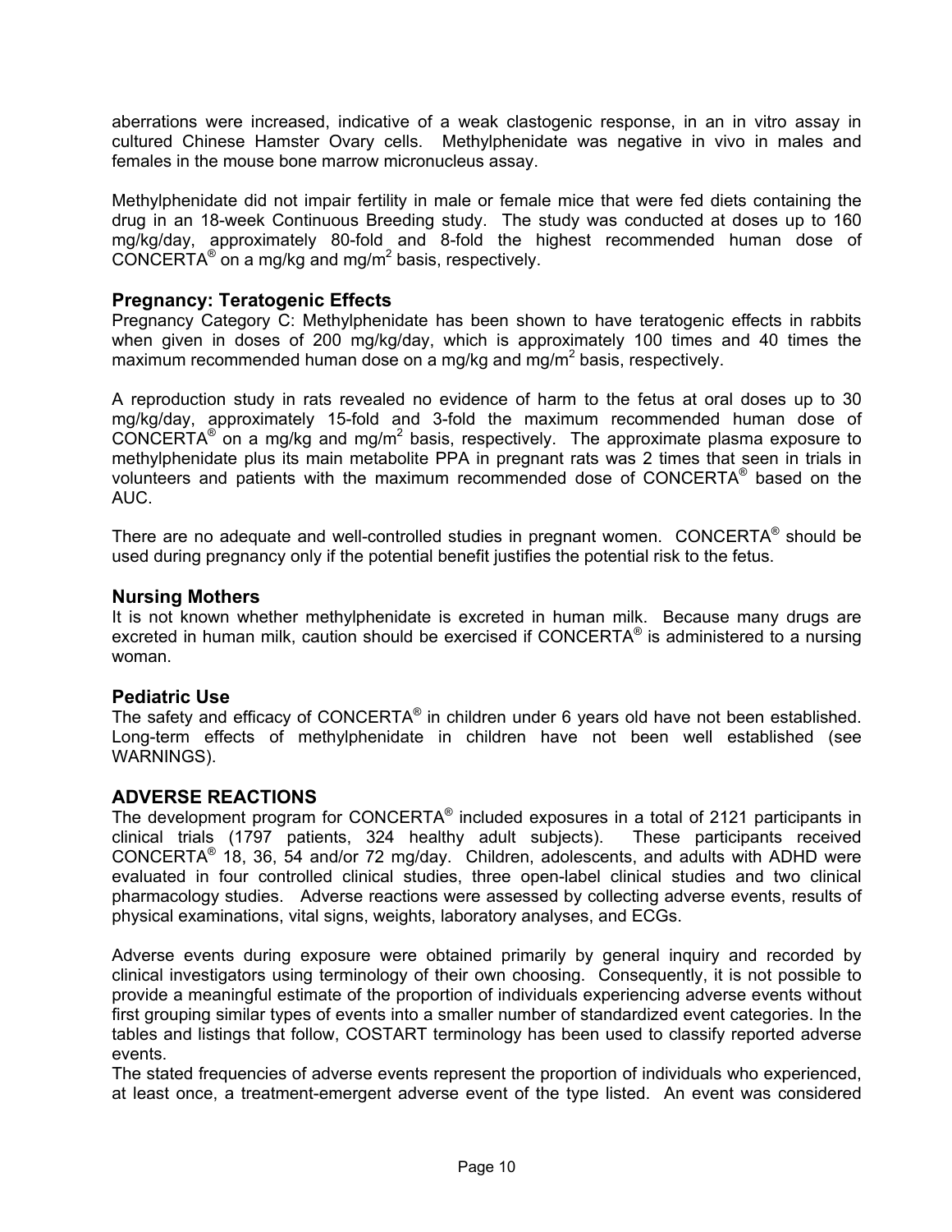aberrations were increased, indicative of a weak clastogenic response, in an in vitro assay in cultured Chinese Hamster Ovary cells. Methylphenidate was negative in vivo in males and females in the mouse bone marrow micronucleus assay.

Methylphenidate did not impair fertility in male or female mice that were fed diets containing the drug in an 18-week Continuous Breeding study. The study was conducted at doses up to 160 mg/kg/day, approximately 80-fold and 8-fold the highest recommended human dose of CONCERTA® on a mg/kg and mg/m$^2$ basis, respectively.

### Pregnancy: Teratogenic Effects

Pregnancy Category C: Methylphenidate has been shown to have teratogenic effects in rabbits when given in doses of 200 mg/kg/day, which is approximately 100 times and 40 times the maximum recommended human dose on a mg/kg and mg/m$^2$ basis, respectively.

A reproduction study in rats revealed no evidence of harm to the fetus at oral doses up to 30 mg/kg/day, approximately 15-fold and 3-fold the maximum recommended human dose of CONCERTA® on a mg/kg and mg/m$^2$ basis, respectively. The approximate plasma exposure to methylphenidate plus its main metabolite PPA in pregnant rats was 2 times that seen in trials in volunteers and patients with the maximum recommended dose of CONCERTA® based on the AUC.

There are no adequate and well-controlled studies in pregnant women. CONCERTA® should be used during pregnancy only if the potential benefit justifies the potential risk to the fetus.

### Nursing Mothers

It is not known whether methylphenidate is excreted in human milk. Because many drugs are excreted in human milk, caution should be exercised if CONCERTA® is administered to a nursing woman.

### Pediatric Use

The safety and efficacy of CONCERTA® in children under 6 years old have not been established. Long-term effects of methylphenidate in children have not been well established (see WARNINGS).

## ADVERSE REACTIONS

The development program for CONCERTA® included exposures in a total of 2121 participants in clinical trials (1797 patients, 324 healthy adult subjects). These participants received CONCERTA® 18, 36, 54 and/or 72 mg/day. Children, adolescents, and adults with ADHD were evaluated in four controlled clinical studies, three open-label clinical studies and two clinical pharmacology studies. Adverse reactions were assessed by collecting adverse events, results of physical examinations, vital signs, weights, laboratory analyses, and ECGs.

Adverse events during exposure were obtained primarily by general inquiry and recorded by clinical investigators using terminology of their own choosing. Consequently, it is not possible to provide a meaningful estimate of the proportion of individuals experiencing adverse events without first grouping similar types of events into a smaller number of standardized event categories. In the tables and listings that follow, COSTART terminology has been used to classify reported adverse events.

The stated frequencies of adverse events represent the proportion of individuals who experienced, at least once, a treatment-emergent adverse event of the type listed. An event was considered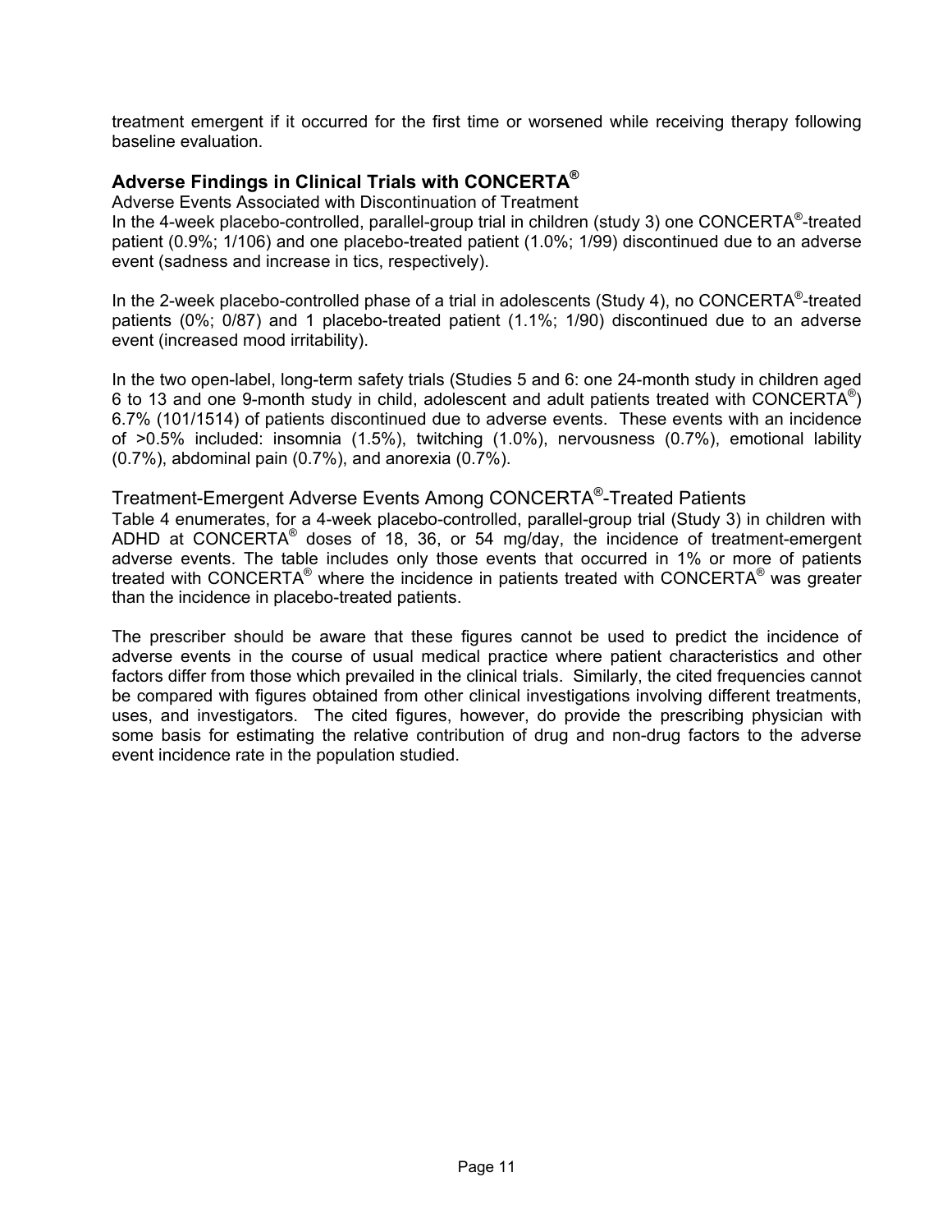treatment emergent if it occurred for the first time or worsened while receiving therapy following baseline evaluation.

## Adverse Findings in Clinical Trials with CONCERTA®

Adverse Events Associated with Discontinuation of Treatment

In the 4-week placebo-controlled, parallel-group trial in children (study 3) one CONCERTA®-treated patient (0.9%; 1/106) and one placebo-treated patient (1.0%; 1/99) discontinued due to an adverse event (sadness and increase in tics, respectively).

In the 2-week placebo-controlled phase of a trial in adolescents (Study 4), no CONCERTA®-treated patients (0%; 0/87) and 1 placebo-treated patient (1.1%; 1/90) discontinued due to an adverse event (increased mood irritability).

In the two open-label, long-term safety trials (Studies 5 and 6: one 24-month study in children aged 6 to 13 and one 9-month study in child, adolescent and adult patients treated with CONCERTA®) 6.7% (101/1514) of patients discontinued due to adverse events. These events with an incidence of >0.5% included: insomnia (1.5%), twitching (1.0%), nervousness (0.7%), emotional lability (0.7%), abdominal pain (0.7%), and anorexia (0.7%).

### Treatment-Emergent Adverse Events Among CONCERTA®-Treated Patients

Table 4 enumerates, for a 4-week placebo-controlled, parallel-group trial (Study 3) in children with ADHD at CONCERTA® doses of 18, 36, or 54 mg/day, the incidence of treatment-emergent adverse events. The table includes only those events that occurred in 1% or more of patients treated with CONCERTA® where the incidence in patients treated with CONCERTA® was greater than the incidence in placebo-treated patients.

The prescriber should be aware that these figures cannot be used to predict the incidence of adverse events in the course of usual medical practice where patient characteristics and other factors differ from those which prevailed in the clinical trials. Similarly, the cited frequencies cannot be compared with figures obtained from other clinical investigations involving different treatments, uses, and investigators. The cited figures, however, do provide the prescribing physician with some basis for estimating the relative contribution of drug and non-drug factors to the adverse event incidence rate in the population studied.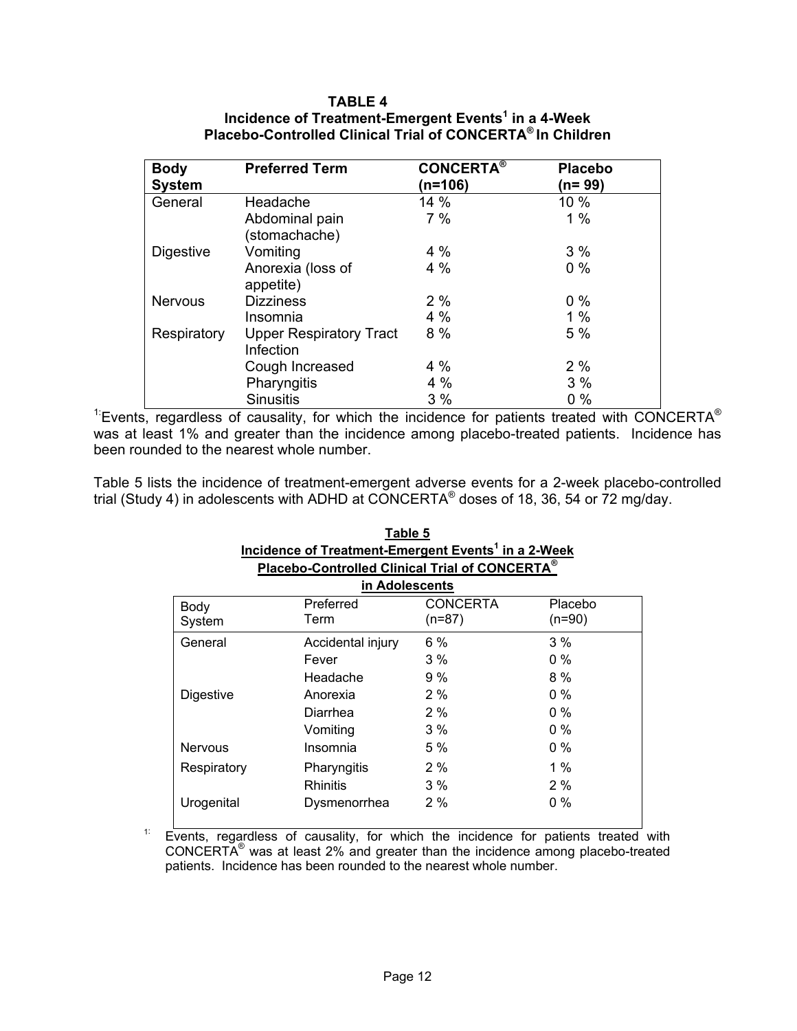**TABLE 4**
**Incidence of Treatment-Emergent Events[1] in a 4-Week Placebo-Controlled Clinical Trial of CONCERTA® In Children**

| Body System | Preferred Term | CONCERTA® (n=106) | Placebo (n= 99) |
|---|---|---|---|
| General | Headache | 14 % | 10 % |
| | Abdominal pain (stomachache) | 7 % | 1 % |
| Digestive | Vomiting | 4 % | 3 % |
| | Anorexia (loss of appetite) | 4 % | 0 % |
| Nervous | Dizziness | 2 % | 0 % |
| | Insomnia | 4 % | 1 % |
| Respiratory | Upper Respiratory Tract Infection | 8 % | 5 % |
| | Cough Increased | 4 % | 2 % |
| | Pharyngitis | 4 % | 3 % |
| | Sinusitis | 3 % | 0 % |

[1]: Events, regardless of causality, for which the incidence for patients treated with CONCERTA® was at least 1% and greater than the incidence among placebo-treated patients. Incidence has been rounded to the nearest whole number.

Table 5 lists the incidence of treatment-emergent adverse events for a 2-week placebo-controlled trial (Study 4) in adolescents with ADHD at CONCERTA® doses of 18, 36, 54 or 72 mg/day.

**Table 5**
**Incidence of Treatment-Emergent Events[1] in a 2-Week Placebo-Controlled Clinical Trial of CONCERTA® in Adolescents**

| Body System | Preferred Term | CONCERTA (n=87) | Placebo (n=90) |
|---|---|---|---|
| General | Accidental injury | 6 % | 3 % |
| | Fever | 3 % | 0 % |
| | Headache | 9 % | 8 % |
| Digestive | Anorexia | 2 % | 0 % |
| | Diarrhea | 2 % | 0 % |
| | Vomiting | 3 % | 0 % |
| Nervous | Insomnia | 5 % | 0 % |
| Respiratory | Pharyngitis | 2 % | 1 % |
| | Rhinitis | 3 % | 2 % |
| Urogenital | Dysmenorrhea | 2 % | 0 % |

[1]: Events, regardless of causality, for which the incidence for patients treated with CONCERTA® was at least 2% and greater than the incidence among placebo-treated patients. Incidence has been rounded to the nearest whole number.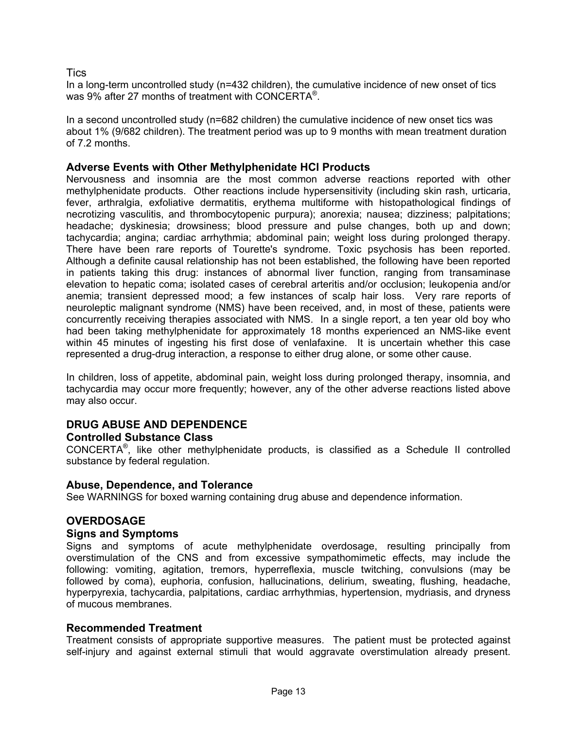Tics

In a long-term uncontrolled study (n=432 children), the cumulative incidence of new onset of tics was 9% after 27 months of treatment with CONCERTA®.

In a second uncontrolled study (n=682 children) the cumulative incidence of new onset tics was about 1% (9/682 children). The treatment period was up to 9 months with mean treatment duration of 7.2 months.

### Adverse Events with Other Methylphenidate HCl Products

Nervousness and insomnia are the most common adverse reactions reported with other methylphenidate products. Other reactions include hypersensitivity (including skin rash, urticaria, fever, arthralgia, exfoliative dermatitis, erythema multiforme with histopathological findings of necrotizing vasculitis, and thrombocytopenic purpura); anorexia; nausea; dizziness; palpitations; headache; dyskinesia; drowsiness; blood pressure and pulse changes, both up and down; tachycardia; angina; cardiac arrhythmia; abdominal pain; weight loss during prolonged therapy. There have been rare reports of Tourette's syndrome. Toxic psychosis has been reported. Although a definite causal relationship has not been established, the following have been reported in patients taking this drug: instances of abnormal liver function, ranging from transaminase elevation to hepatic coma; isolated cases of cerebral arteritis and/or occlusion; leukopenia and/or anemia; transient depressed mood; a few instances of scalp hair loss. Very rare reports of neuroleptic malignant syndrome (NMS) have been received, and, in most of these, patients were concurrently receiving therapies associated with NMS. In a single report, a ten year old boy who had been taking methylphenidate for approximately 18 months experienced an NMS-like event within 45 minutes of ingesting his first dose of venlafaxine. It is uncertain whether this case represented a drug-drug interaction, a response to either drug alone, or some other cause.

In children, loss of appetite, abdominal pain, weight loss during prolonged therapy, insomnia, and tachycardia may occur more frequently; however, any of the other adverse reactions listed above may also occur.

## DRUG ABUSE AND DEPENDENCE

### Controlled Substance Class

CONCERTA®, like other methylphenidate products, is classified as a Schedule II controlled substance by federal regulation.

### Abuse, Dependence, and Tolerance

See WARNINGS for boxed warning containing drug abuse and dependence information.

## OVERDOSAGE

### Signs and Symptoms

Signs and symptoms of acute methylphenidate overdosage, resulting principally from overstimulation of the CNS and from excessive sympathomimetic effects, may include the following: vomiting, agitation, tremors, hyperreflexia, muscle twitching, convulsions (may be followed by coma), euphoria, confusion, hallucinations, delirium, sweating, flushing, headache, hyperpyrexia, tachycardia, palpitations, cardiac arrhythmias, hypertension, mydriasis, and dryness of mucous membranes.

### Recommended Treatment

Treatment consists of appropriate supportive measures. The patient must be protected against self-injury and against external stimuli that would aggravate overstimulation already present.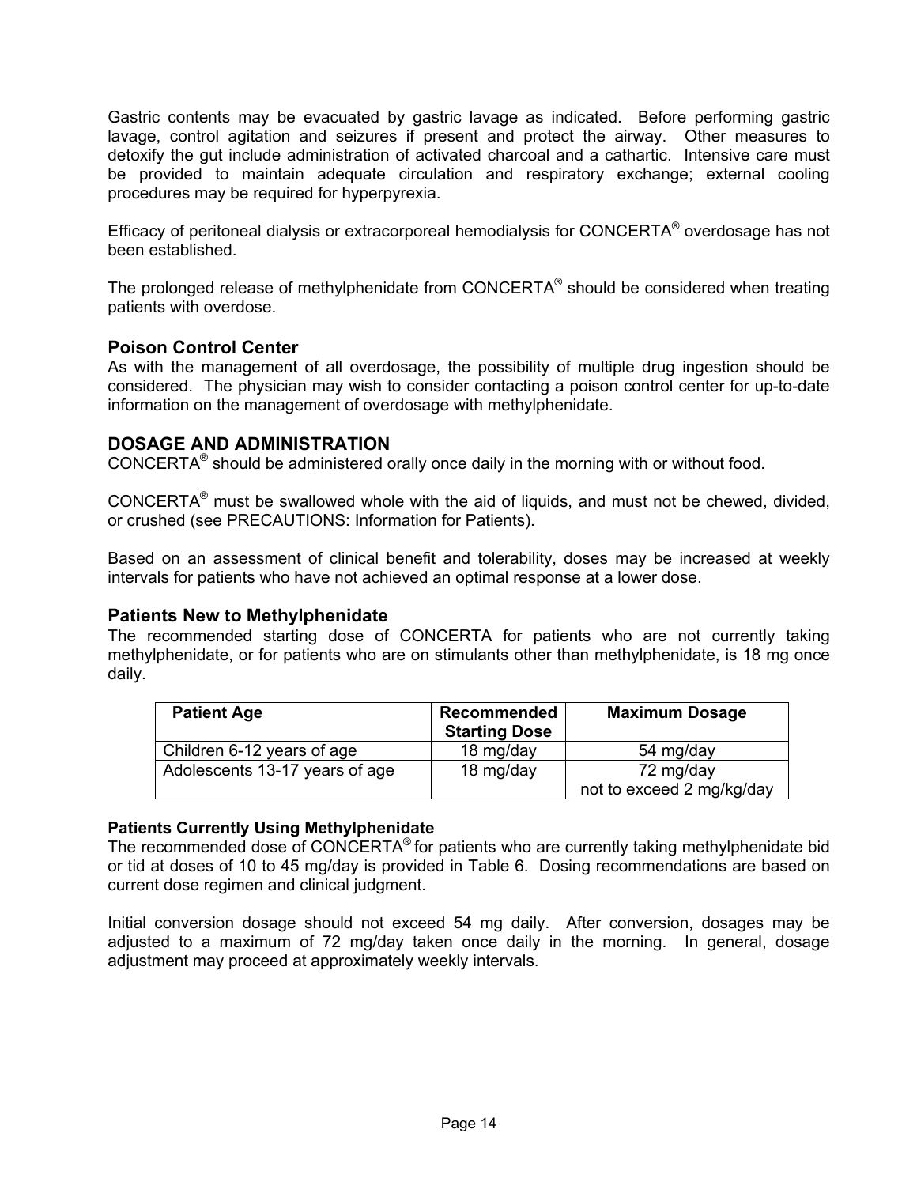Gastric contents may be evacuated by gastric lavage as indicated. Before performing gastric lavage, control agitation and seizures if present and protect the airway. Other measures to detoxify the gut include administration of activated charcoal and a cathartic. Intensive care must be provided to maintain adequate circulation and respiratory exchange; external cooling procedures may be required for hyperpyrexia.

Efficacy of peritoneal dialysis or extracorporeal hemodialysis for CONCERTA® overdosage has not been established.

The prolonged release of methylphenidate from CONCERTA® should be considered when treating patients with overdose.

### Poison Control Center

As with the management of all overdosage, the possibility of multiple drug ingestion should be considered. The physician may wish to consider contacting a poison control center for up-to-date information on the management of overdosage with methylphenidate.

## DOSAGE AND ADMINISTRATION

CONCERTA® should be administered orally once daily in the morning with or without food.

CONCERTA® must be swallowed whole with the aid of liquids, and must not be chewed, divided, or crushed (see PRECAUTIONS: Information for Patients).

Based on an assessment of clinical benefit and tolerability, doses may be increased at weekly intervals for patients who have not achieved an optimal response at a lower dose.

### Patients New to Methylphenidate

The recommended starting dose of CONCERTA for patients who are not currently taking methylphenidate, or for patients who are on stimulants other than methylphenidate, is 18 mg once daily.

| Patient Age | Recommended Starting Dose | Maximum Dosage |
|---|---|---|
| Children 6-12 years of age | 18 mg/day | 54 mg/day |
| Adolescents 13-17 years of age | 18 mg/day | 72 mg/day not to exceed 2 mg/kg/day |

**Patients Currently Using Methylphenidate**

The recommended dose of CONCERTA® for patients who are currently taking methylphenidate bid or tid at doses of 10 to 45 mg/day is provided in Table 6. Dosing recommendations are based on current dose regimen and clinical judgment.

Initial conversion dosage should not exceed 54 mg daily. After conversion, dosages may be adjusted to a maximum of 72 mg/day taken once daily in the morning. In general, dosage adjustment may proceed at approximately weekly intervals.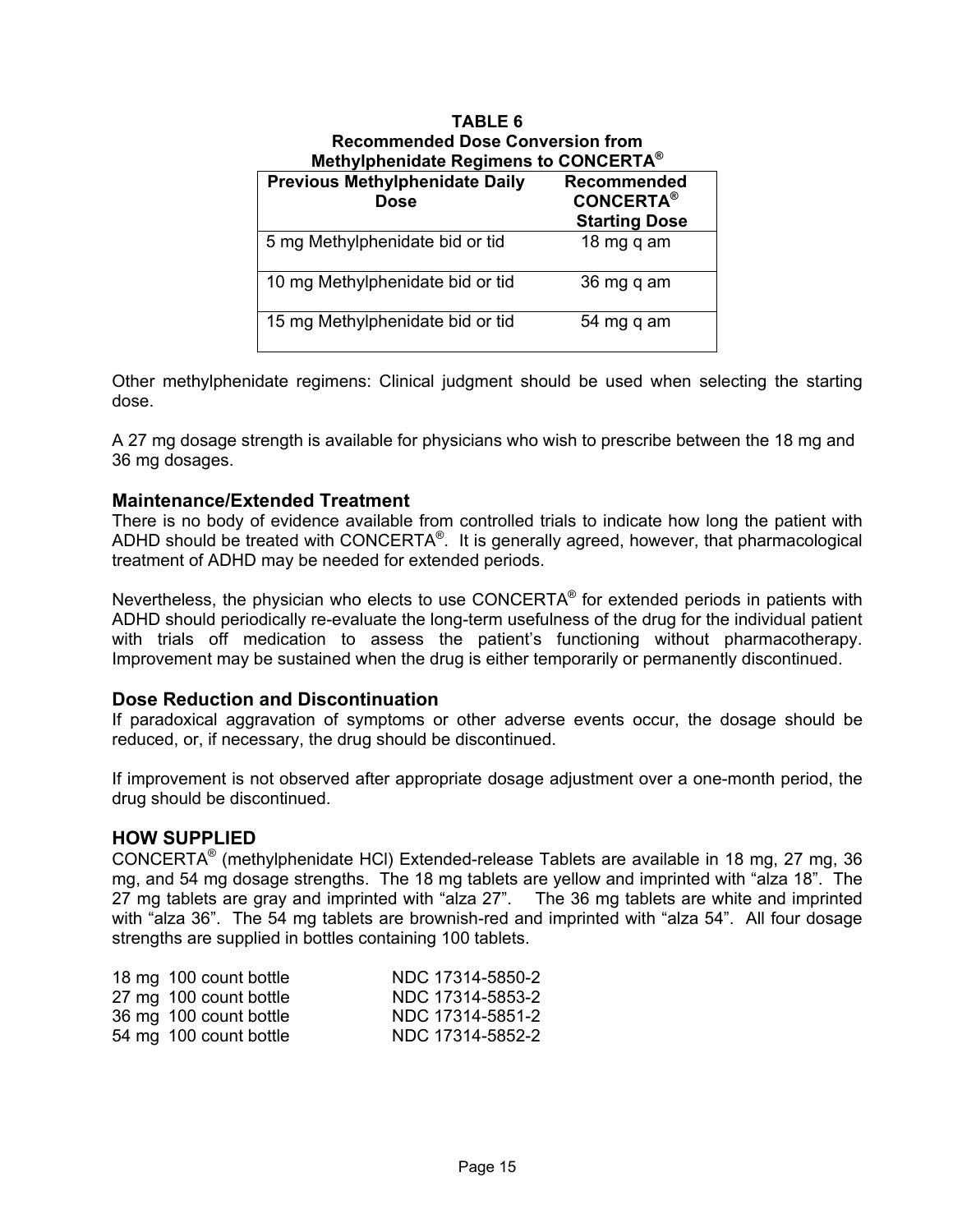**TABLE 6**
**Recommended Dose Conversion from Methylphenidate Regimens to CONCERTA®**

| Previous Methylphenidate Daily Dose | Recommended CONCERTA® Starting Dose |
|---|---|
| 5 mg Methylphenidate bid or tid | 18 mg q am |
| 10 mg Methylphenidate bid or tid | 36 mg q am |
| 15 mg Methylphenidate bid or tid | 54 mg q am |

Other methylphenidate regimens: Clinical judgment should be used when selecting the starting dose.

A 27 mg dosage strength is available for physicians who wish to prescribe between the 18 mg and 36 mg dosages.

### Maintenance/Extended Treatment

There is no body of evidence available from controlled trials to indicate how long the patient with ADHD should be treated with CONCERTA®. It is generally agreed, however, that pharmacological treatment of ADHD may be needed for extended periods.

Nevertheless, the physician who elects to use CONCERTA® for extended periods in patients with ADHD should periodically re-evaluate the long-term usefulness of the drug for the individual patient with trials off medication to assess the patient's functioning without pharmacotherapy. Improvement may be sustained when the drug is either temporarily or permanently discontinued.

### Dose Reduction and Discontinuation

If paradoxical aggravation of symptoms or other adverse events occur, the dosage should be reduced, or, if necessary, the drug should be discontinued.

If improvement is not observed after appropriate dosage adjustment over a one-month period, the drug should be discontinued.

## HOW SUPPLIED

CONCERTA® (methylphenidate HCl) Extended-release Tablets are available in 18 mg, 27 mg, 36 mg, and 54 mg dosage strengths. The 18 mg tablets are yellow and imprinted with "alza 18". The 27 mg tablets are gray and imprinted with "alza 27". The 36 mg tablets are white and imprinted with "alza 36". The 54 mg tablets are brownish-red and imprinted with "alza 54". All four dosage strengths are supplied in bottles containing 100 tablets.

| | |
|---|---|
| 18 mg 100 count bottle | NDC 17314-5850-2 |
| 27 mg 100 count bottle | NDC 17314-5853-2 |
| 36 mg 100 count bottle | NDC 17314-5851-2 |
| 54 mg 100 count bottle | NDC 17314-5852-2 |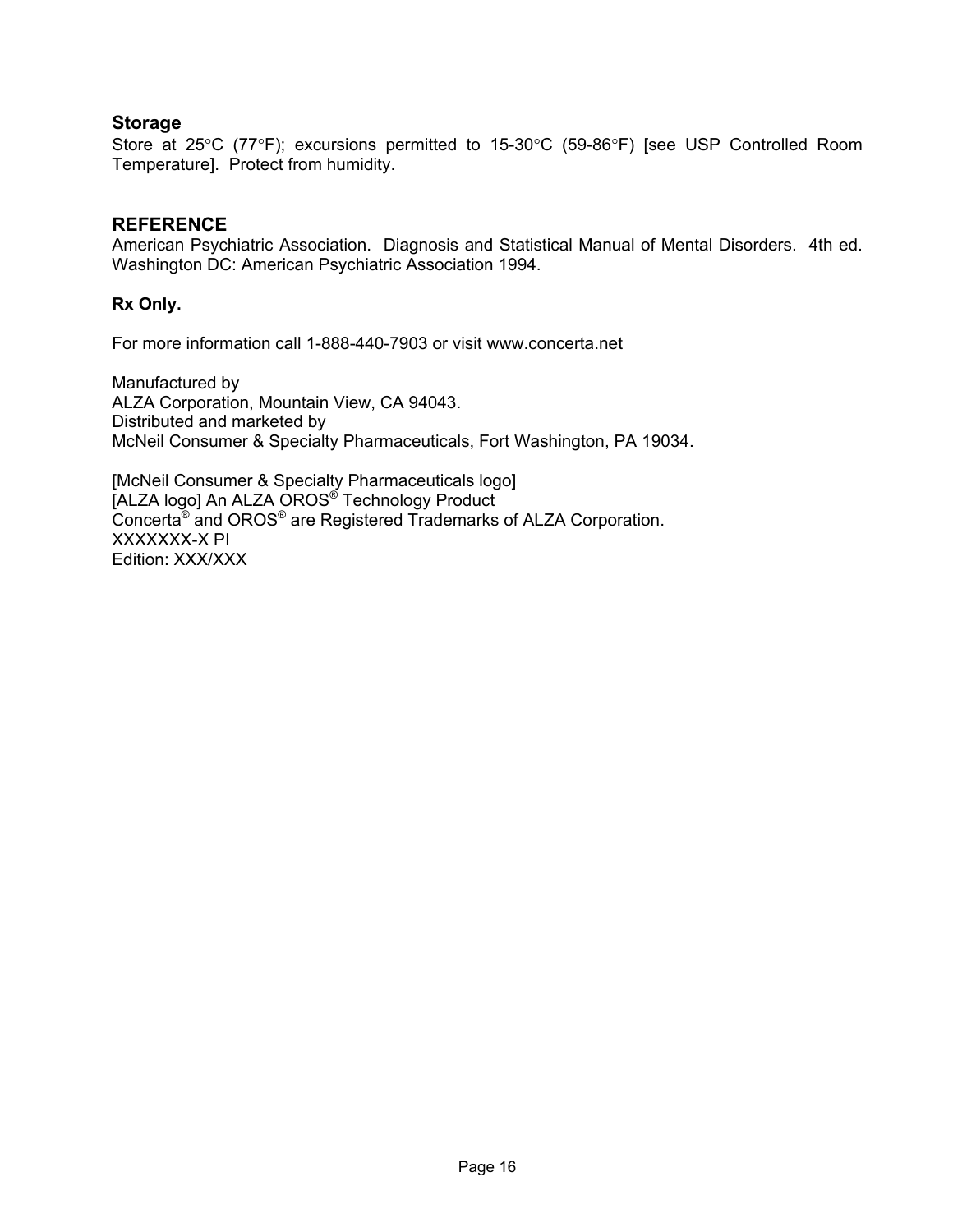## Storage

Store at 25°C (77°F); excursions permitted to 15-30°C (59-86°F) [see USP Controlled Room Temperature]. Protect from humidity.

## REFERENCE

American Psychiatric Association. Diagnosis and Statistical Manual of Mental Disorders. 4th ed. Washington DC: American Psychiatric Association 1994.

**Rx Only.**

For more information call 1-888-440-7903 or visit www.concerta.net

Manufactured by
ALZA Corporation, Mountain View, CA 94043.
Distributed and marketed by
McNeil Consumer & Specialty Pharmaceuticals, Fort Washington, PA 19034.

[McNeil Consumer & Specialty Pharmaceuticals logo]
[ALZA logo] An ALZA OROS® Technology Product
Concerta® and OROS® are Registered Trademarks of ALZA Corporation.
XXXXXXX-X PI
Edition: XXX/XXX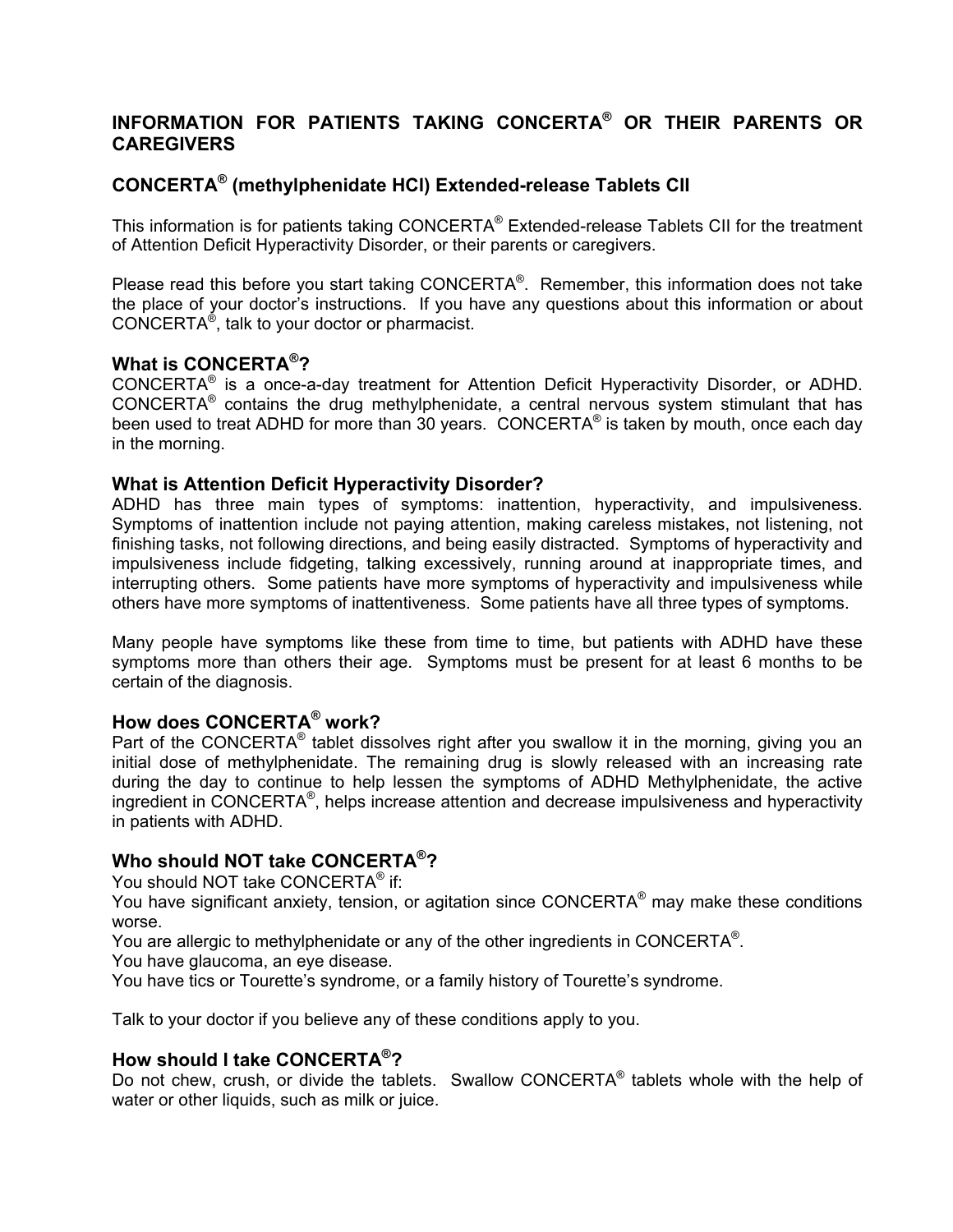## INFORMATION FOR PATIENTS TAKING CONCERTA® OR THEIR PARENTS OR CAREGIVERS

## CONCERTA® (methylphenidate HCl) Extended-release Tablets CII

This information is for patients taking CONCERTA® Extended-release Tablets CII for the treatment of Attention Deficit Hyperactivity Disorder, or their parents or caregivers.

Please read this before you start taking CONCERTA®. Remember, this information does not take the place of your doctor's instructions. If you have any questions about this information or about CONCERTA®, talk to your doctor or pharmacist.

### What is CONCERTA®?

CONCERTA® is a once-a-day treatment for Attention Deficit Hyperactivity Disorder, or ADHD. CONCERTA® contains the drug methylphenidate, a central nervous system stimulant that has been used to treat ADHD for more than 30 years. CONCERTA® is taken by mouth, once each day in the morning.

### What is Attention Deficit Hyperactivity Disorder?

ADHD has three main types of symptoms: inattention, hyperactivity, and impulsiveness. Symptoms of inattention include not paying attention, making careless mistakes, not listening, not finishing tasks, not following directions, and being easily distracted. Symptoms of hyperactivity and impulsiveness include fidgeting, talking excessively, running around at inappropriate times, and interrupting others. Some patients have more symptoms of hyperactivity and impulsiveness while others have more symptoms of inattentiveness. Some patients have all three types of symptoms.

Many people have symptoms like these from time to time, but patients with ADHD have these symptoms more than others their age. Symptoms must be present for at least 6 months to be certain of the diagnosis.

### How does CONCERTA® work?

Part of the CONCERTA® tablet dissolves right after you swallow it in the morning, giving you an initial dose of methylphenidate. The remaining drug is slowly released with an increasing rate during the day to continue to help lessen the symptoms of ADHD Methylphenidate, the active ingredient in CONCERTA®, helps increase attention and decrease impulsiveness and hyperactivity in patients with ADHD.

### Who should NOT take CONCERTA®?

You should NOT take CONCERTA® if:

You have significant anxiety, tension, or agitation since CONCERTA® may make these conditions worse.

You are allergic to methylphenidate or any of the other ingredients in CONCERTA®.

You have glaucoma, an eye disease.

You have tics or Tourette's syndrome, or a family history of Tourette's syndrome.

Talk to your doctor if you believe any of these conditions apply to you.

### How should I take CONCERTA®?

Do not chew, crush, or divide the tablets. Swallow CONCERTA® tablets whole with the help of water or other liquids, such as milk or juice.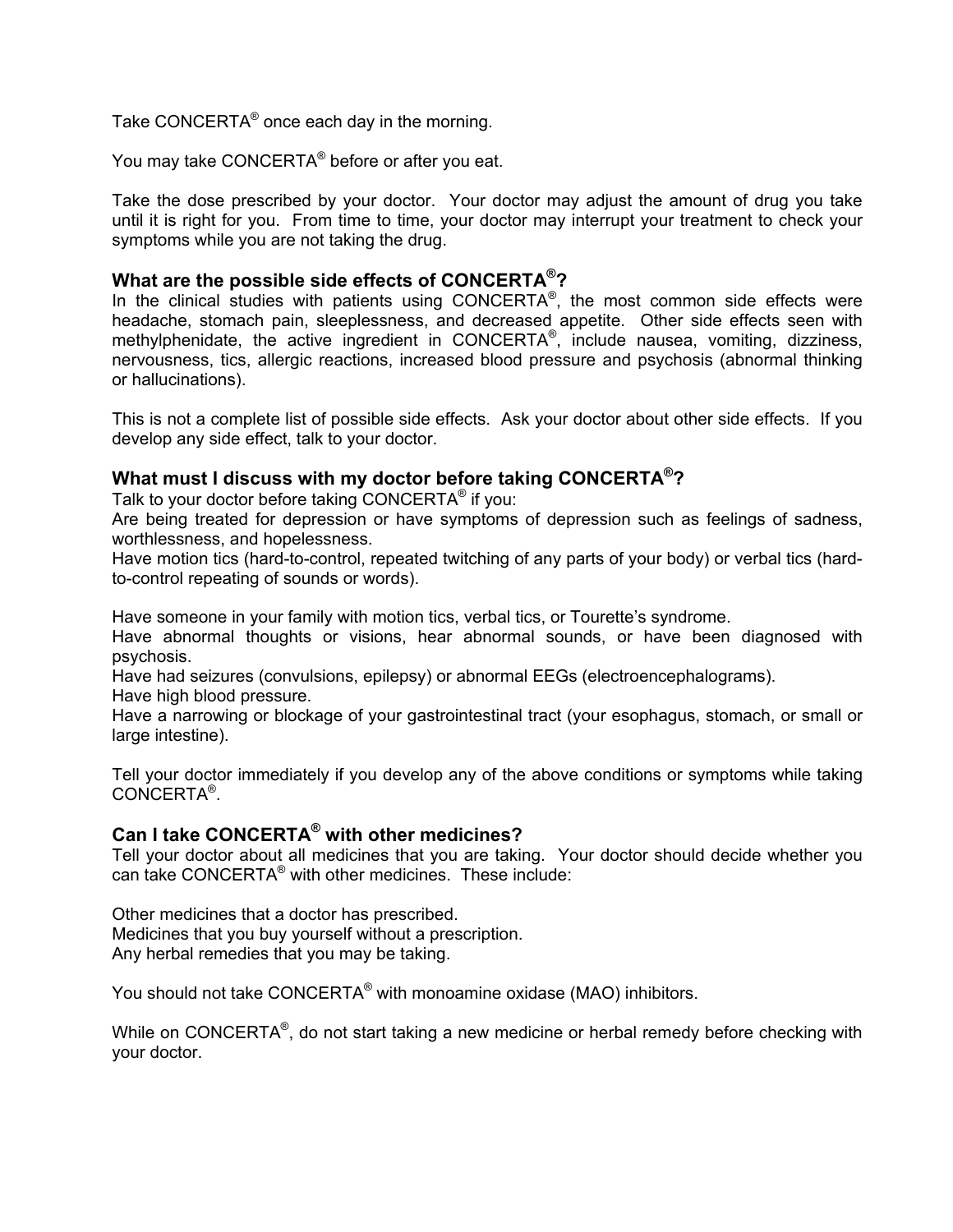Take CONCERTA® once each day in the morning.

You may take CONCERTA® before or after you eat.

Take the dose prescribed by your doctor. Your doctor may adjust the amount of drug you take until it is right for you. From time to time, your doctor may interrupt your treatment to check your symptoms while you are not taking the drug.

### What are the possible side effects of CONCERTA®?

In the clinical studies with patients using CONCERTA®, the most common side effects were headache, stomach pain, sleeplessness, and decreased appetite. Other side effects seen with methylphenidate, the active ingredient in CONCERTA®, include nausea, vomiting, dizziness, nervousness, tics, allergic reactions, increased blood pressure and psychosis (abnormal thinking or hallucinations).

This is not a complete list of possible side effects. Ask your doctor about other side effects. If you develop any side effect, talk to your doctor.

### What must I discuss with my doctor before taking CONCERTA®?

Talk to your doctor before taking CONCERTA® if you:

Are being treated for depression or have symptoms of depression such as feelings of sadness, worthlessness, and hopelessness.

Have motion tics (hard-to-control, repeated twitching of any parts of your body) or verbal tics (hard-to-control repeating of sounds or words).

Have someone in your family with motion tics, verbal tics, or Tourette's syndrome.

Have abnormal thoughts or visions, hear abnormal sounds, or have been diagnosed with psychosis.

Have had seizures (convulsions, epilepsy) or abnormal EEGs (electroencephalograms).

Have high blood pressure.

Have a narrowing or blockage of your gastrointestinal tract (your esophagus, stomach, or small or large intestine).

Tell your doctor immediately if you develop any of the above conditions or symptoms while taking CONCERTA®.

### Can I take CONCERTA® with other medicines?

Tell your doctor about all medicines that you are taking. Your doctor should decide whether you can take CONCERTA® with other medicines. These include:

Other medicines that a doctor has prescribed.
Medicines that you buy yourself without a prescription.
Any herbal remedies that you may be taking.

You should not take CONCERTA® with monoamine oxidase (MAO) inhibitors.

While on CONCERTA®, do not start taking a new medicine or herbal remedy before checking with your doctor.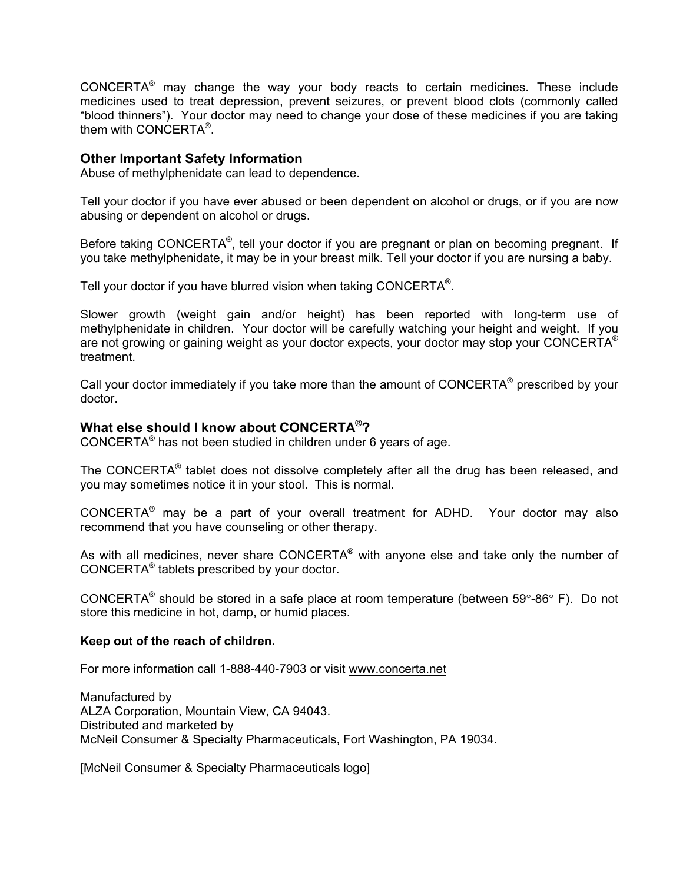CONCERTA® may change the way your body reacts to certain medicines. These include medicines used to treat depression, prevent seizures, or prevent blood clots (commonly called "blood thinners"). Your doctor may need to change your dose of these medicines if you are taking them with CONCERTA®.

## Other Important Safety Information

Abuse of methylphenidate can lead to dependence.

Tell your doctor if you have ever abused or been dependent on alcohol or drugs, or if you are now abusing or dependent on alcohol or drugs.

Before taking CONCERTA®, tell your doctor if you are pregnant or plan on becoming pregnant. If you take methylphenidate, it may be in your breast milk. Tell your doctor if you are nursing a baby.

Tell your doctor if you have blurred vision when taking CONCERTA®.

Slower growth (weight gain and/or height) has been reported with long-term use of methylphenidate in children. Your doctor will be carefully watching your height and weight. If you are not growing or gaining weight as your doctor expects, your doctor may stop your CONCERTA® treatment.

Call your doctor immediately if you take more than the amount of CONCERTA® prescribed by your doctor.

## What else should I know about CONCERTA®?

CONCERTA® has not been studied in children under 6 years of age.

The CONCERTA® tablet does not dissolve completely after all the drug has been released, and you may sometimes notice it in your stool. This is normal.

CONCERTA® may be a part of your overall treatment for ADHD. Your doctor may also recommend that you have counseling or other therapy.

As with all medicines, never share CONCERTA® with anyone else and take only the number of CONCERTA® tablets prescribed by your doctor.

CONCERTA® should be stored in a safe place at room temperature (between 59°-86° F). Do not store this medicine in hot, damp, or humid places.

**Keep out of the reach of children.**

For more information call 1-888-440-7903 or visit www.concerta.net

Manufactured by
ALZA Corporation, Mountain View, CA 94043.
Distributed and marketed by
McNeil Consumer & Specialty Pharmaceuticals, Fort Washington, PA 19034.

[McNeil Consumer & Specialty Pharmaceuticals logo]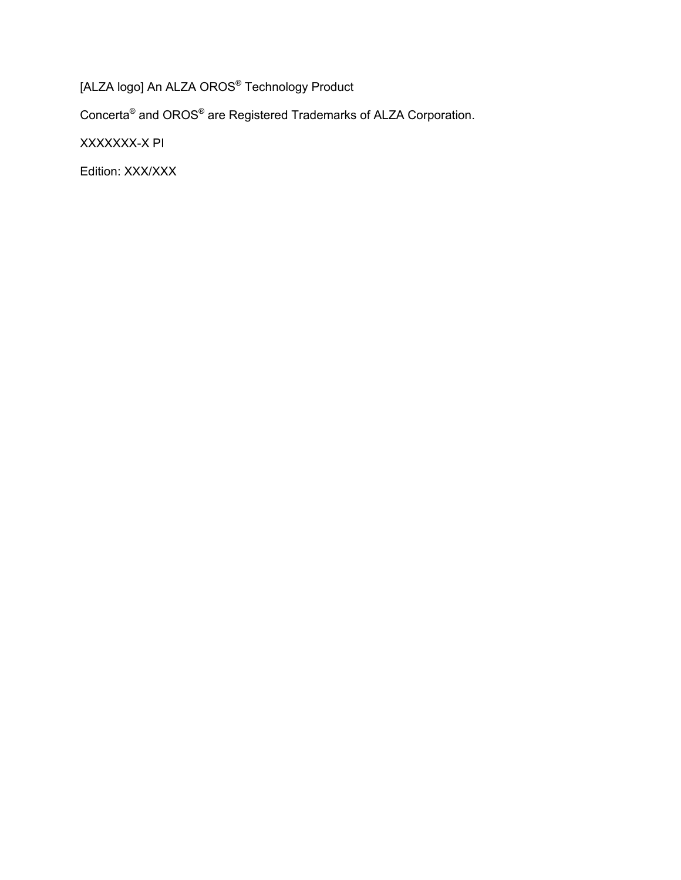[ALZA logo] An ALZA OROS® Technology Product

Concerta® and OROS® are Registered Trademarks of ALZA Corporation.

XXXXXXX-X PI

Edition: XXX/XXX